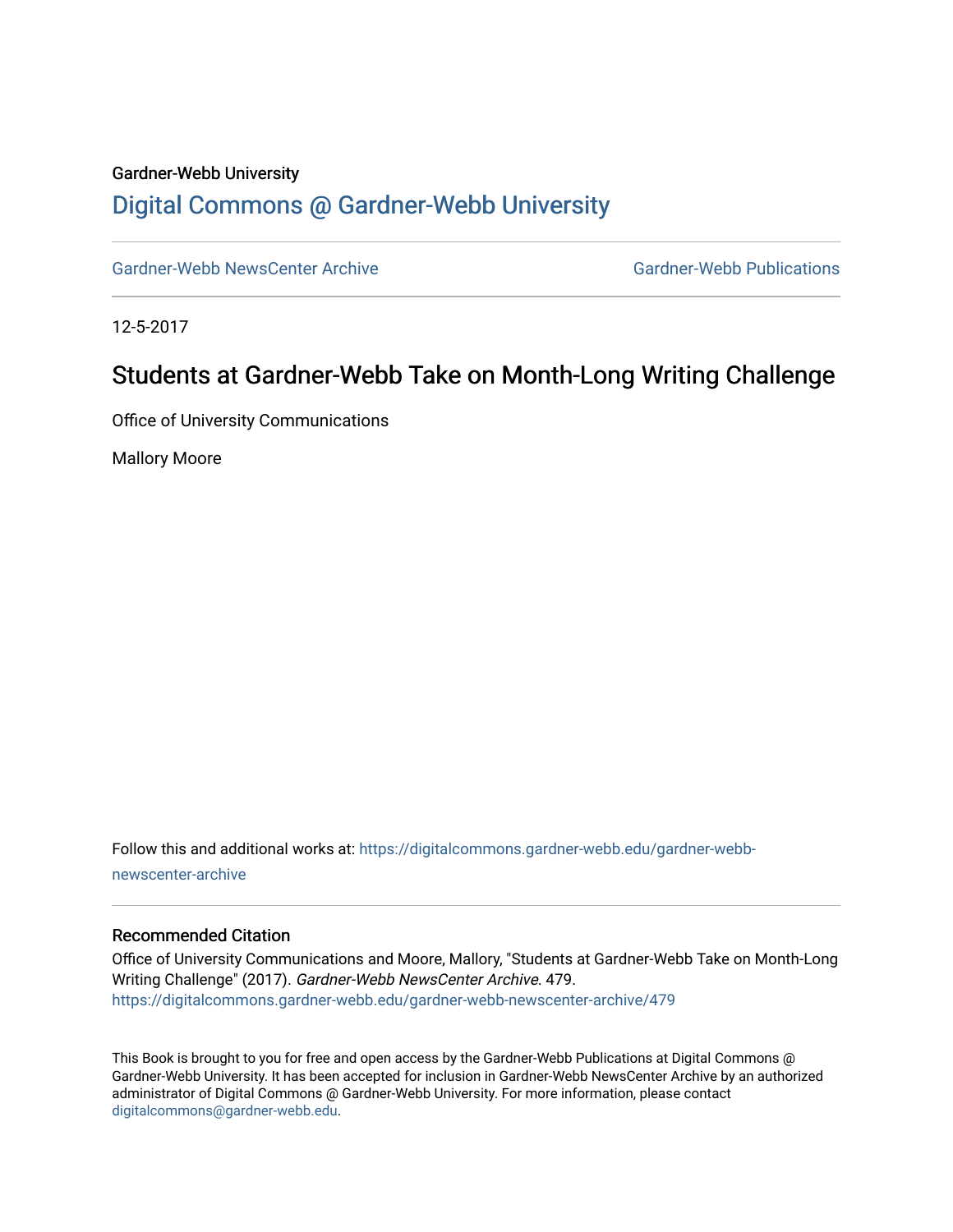Gardner-Webb University

# Digital Commons @ Gardner-Webb University

Gardner-Webb NewsCenter Archive | Gardner-Webb Publications

12-5-2017

## Students at Gardner-Webb Take on Month-Long Writing Challenge

Office of University Communications

Mallory Moore

Follow this and additional works at: https://digitalcommons.gardner-webb.edu/gardner-webb-newscenter-archive

### Recommended Citation

Office of University Communications and Moore, Mallory, "Students at Gardner-Webb Take on Month-Long Writing Challenge" (2017). *Gardner-Webb NewsCenter Archive*. 479.
https://digitalcommons.gardner-webb.edu/gardner-webb-newscenter-archive/479

This Book is brought to you for free and open access by the Gardner-Webb Publications at Digital Commons @ Gardner-Webb University. It has been accepted for inclusion in Gardner-Webb NewsCenter Archive by an authorized administrator of Digital Commons @ Gardner-Webb University. For more information, please contact digitalcommons@gardner-webb.edu.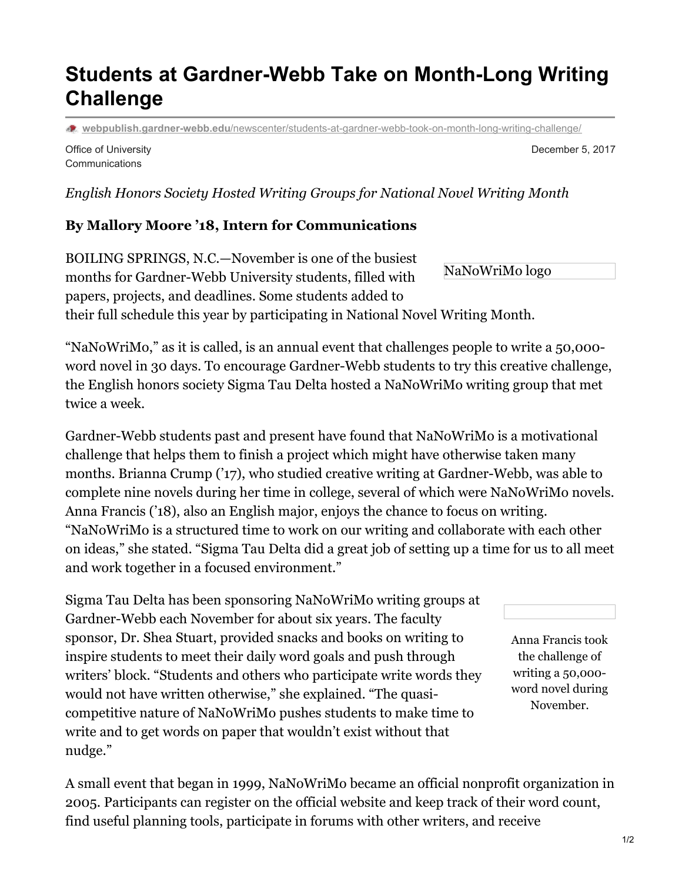# Students at Gardner-Webb Take on Month-Long Writing Challenge

webpublish.gardner-webb.edu/newscenter/students-at-gardner-webb-took-on-month-long-writing-challenge/

Office of University Communications

December 5, 2017

*English Honors Society Hosted Writing Groups for National Novel Writing Month*

**By Mallory Moore '18, Intern for Communications**

NaNoWriMo logo

BOILING SPRINGS, N.C.—November is one of the busiest months for Gardner-Webb University students, filled with papers, projects, and deadlines. Some students added to their full schedule this year by participating in National Novel Writing Month.

"NaNoWriMo," as it is called, is an annual event that challenges people to write a 50,000-word novel in 30 days. To encourage Gardner-Webb students to try this creative challenge, the English honors society Sigma Tau Delta hosted a NaNoWriMo writing group that met twice a week.

Gardner-Webb students past and present have found that NaNoWriMo is a motivational challenge that helps them to finish a project which might have otherwise taken many months. Brianna Crump ('17), who studied creative writing at Gardner-Webb, was able to complete nine novels during her time in college, several of which were NaNoWriMo novels. Anna Francis ('18), also an English major, enjoys the chance to focus on writing. "NaNoWriMo is a structured time to work on our writing and collaborate with each other on ideas," she stated. "Sigma Tau Delta did a great job of setting up a time for us to all meet and work together in a focused environment."

Sigma Tau Delta has been sponsoring NaNoWriMo writing groups at Gardner-Webb each November for about six years. The faculty sponsor, Dr. Shea Stuart, provided snacks and books on writing to inspire students to meet their daily word goals and push through writers' block. "Students and others who participate write words they would not have written otherwise," she explained. "The quasi-competitive nature of NaNoWriMo pushes students to make time to write and to get words on paper that wouldn't exist without that nudge."

Anna Francis took the challenge of writing a 50,000-word novel during November.

A small event that began in 1999, NaNoWriMo became an official nonprofit organization in 2005. Participants can register on the official website and keep track of their word count, find useful planning tools, participate in forums with other writers, and receive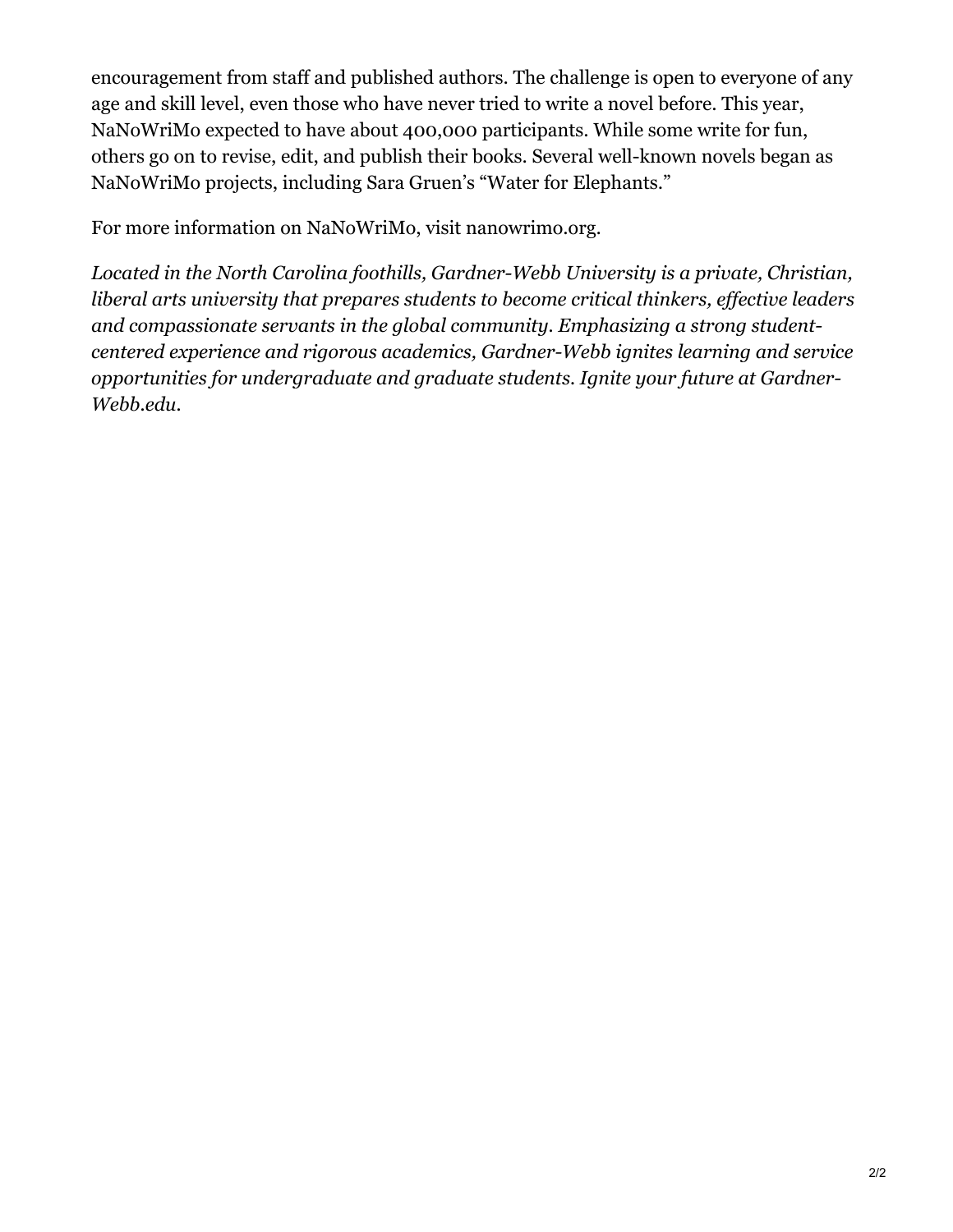encouragement from staff and published authors. The challenge is open to everyone of any age and skill level, even those who have never tried to write a novel before. This year, NaNoWriMo expected to have about 400,000 participants. While some write for fun, others go on to revise, edit, and publish their books. Several well-known novels began as NaNoWriMo projects, including Sara Gruen's "Water for Elephants."

For more information on NaNoWriMo, visit nanowrimo.org.

*Located in the North Carolina foothills, Gardner-Webb University is a private, Christian, liberal arts university that prepares students to become critical thinkers, effective leaders and compassionate servants in the global community. Emphasizing a strong student-centered experience and rigorous academics, Gardner-Webb ignites learning and service opportunities for undergraduate and graduate students. Ignite your future at Gardner-Webb.edu.*